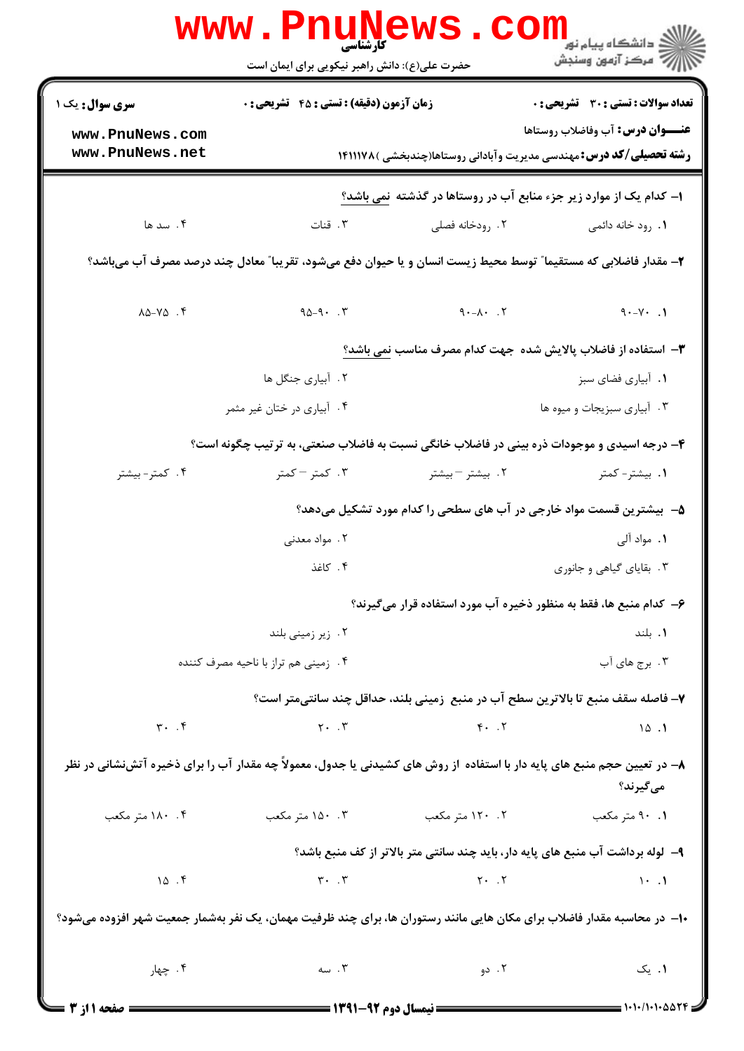**کارشناسی**

حضرت علی(ع): دانش راهبر نیکویی برای ایمان است

**سری سوال:** یک ۱ | **زمان آزمون (دقیقه) : تستی : ۴۵ تشریحی : ۰** | **تعداد سوالات : تستی : ۳۰ تشریحی : ۰**

**عنـــوان درس:** آب وفاضلاب روستاها

**رشته تحصیلی/کد درس:** مهندسی مدیریت وآبادانی روستاها(چندبخشی ) ۱۴۱۱۱۷۸

**۱–** کدام یک از موارد زیر جزء منابع آب در روستاها در گذشته نمی باشد؟

۱. رود خانه دائمی ۲. رودخانه فصلی ۳. قنات ۴. سد ها

**۲–** مقدار فاضلابی که مستقیما" توسط محیط زیست انسان و یا حیوان دفع می‌شود، تقریبا" معادل چند درصد مصرف آب می‌باشد؟

۱. ۷۰-۹۰ ۲. ۸۰-۹۰ ۳. ۹۰-۹۵ ۴. ۷۵-۸۵

**۳–** استفاده از فاضلاب پالایش شده جهت کدام مصرف مناسب نمی باشد؟

۱. آبیاری فضای سبز ۲. آبیاری جنگل ها

۳. آبیاری سبزیجات و میوه ها ۴. آبیاری در ختان غیر مثمر

**۴–** درجه اسیدی و موجودات ذره بینی در فاضلاب خانگی نسبت به فاضلاب صنعتی، به ترتیب چگونه است؟

۱. بیشتر- کمتر ۲. بیشتر – بیشتر ۳. کمتر – کمتر ۴. کمتر- بیشتر

**۵–** بیشترین قسمت مواد خارجی در آب های سطحی را کدام مورد تشکیل می‌دهد؟

۱. مواد آلی ۲. مواد معدنی

۳. بقایای گیاهی و جانوری ۴. کاغذ

**۶–** کدام منبع ها، فقط به منظور ذخیره آب مورد استفاده قرار می‌گیرند؟

۱. بلند ۲. زیر زمینی بلند

۳. برج های آب ۴. زمینی هم تراز با ناحیه مصرف کننده

**۷–** فاصله سقف منبع تا بالاترین سطح آب در منبع زمینی بلند، حداقل چند سانتی‌متر است؟

۱. ۱۵ ۲. ۴۰ ۳. ۲۰ ۴. ۳۰

**۸–** در تعیین حجم منبع های پایه دار با استفاده از روش های کشیدنی یا جدول، معمولاً چه مقدار آب را برای ذخیره آتش‌نشانی در نظر می‌گیرند؟

۱. ۹۰ متر مکعب ۲. ۱۲۰ متر مکعب ۳. ۱۵۰ متر مکعب ۴. ۱۸۰ متر مکعب

**۹–** لوله برداشت آب منبع های پایه دار، باید چند سانتی متر بالاتر از کف منبع باشد؟

۱. ۱۰ ۲. ۲۰ ۳. ۳۰ ۴. ۱۵

**۱۰–** در محاسبه مقدار فاضلاب برای مکان هایی مانند رستوران ها، برای چند ظرفیت مهمان، یک نفر به‌شمار جمعیت شهر افزوده می‌شود؟

۱. یک ۲. دو ۳. سه ۴. چهار

**نیمسال دوم ۹۲-۱۳۹۱**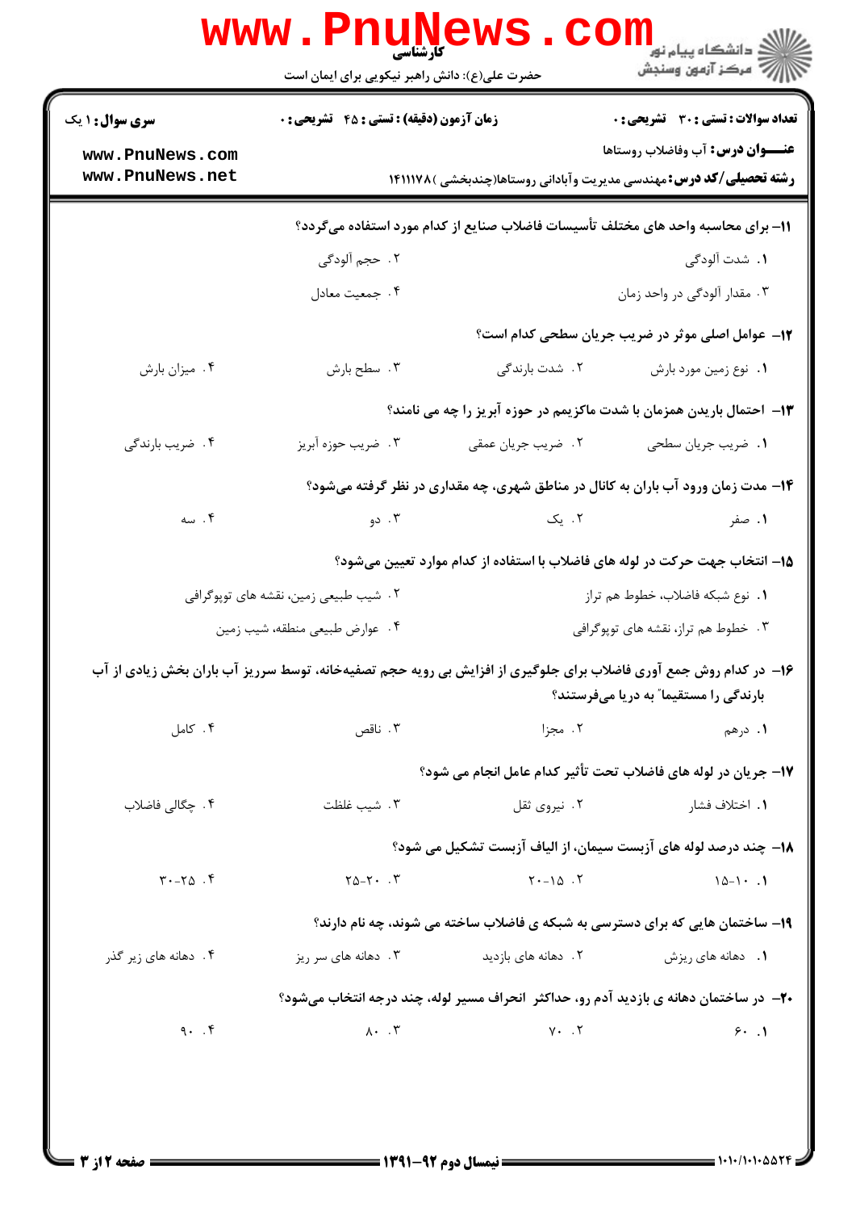۱۱– برای محاسبه واحد های مختلف تأسیسات فاضلاب صنایع از کدام مورد استفاده می‌گردد؟

۱. شدت آلودگی
۲. حجم آلودگی
۳. مقدار آلودگی در واحد زمان
۴. جمعیت معادل

۱۲– عوامل اصلی موثر در ضریب جریان سطحی کدام است؟

۱. نوع زمین مورد بارش
۲. شدت بارندگی
۳. سطح بارش
۴. میزان بارش

۱۳– احتمال باریدن همزمان با شدت ماکزیمم در حوزه آبریز را چه می نامند؟

۱. ضریب جریان سطحی
۲. ضریب جریان عمقی
۳. ضریب حوزه آبریز
۴. ضریب بارندگی

۱۴– مدت زمان ورود آب باران به کانال در مناطق شهری، چه مقداری در نظر گرفته می‌شود؟

۱. صفر
۲. یک
۳. دو
۴. سه

۱۵– انتخاب جهت حرکت در لوله های فاضلاب با استفاده از کدام موارد تعیین می‌شود؟

۱. نوع شبکه فاضلاب، خطوط هم تراز
۲. شیب طبیعی زمین، نقشه های توپوگرافی
۳. خطوط هم تراز، نقشه های توپوگرافی
۴. عوارض طبیعی منطقه، شیب زمین

۱۶– در کدام روش جمع آوری فاضلاب برای جلوگیری از افزایش بی رویه حجم تصفیه‌خانه، توسط سرریز آب باران بخش زیادی از آب بارندگی را مستقیماً به دریا می‌فرستند؟

۱. درهم
۲. مجزا
۳. ناقص
۴. کامل

۱۷– جریان در لوله های فاضلاب تحت تأثیر کدام عامل انجام می شود؟

۱. اختلاف فشار
۲. نیروی ثقل
۳. شیب غلظت
۴. چگالی فاضلاب

۱۸– چند درصد لوله های آزبست سیمان، از الیاف آزبست تشکیل می شود؟

۱. ۱۰-۱۵
۲. ۱۵-۲۰
۳. ۲۰-۲۵
۴. ۲۵-۳۰

۱۹– ساختمان هایی که برای دسترسی به شبکه ی فاضلاب ساخته می شوند، چه نام دارند؟

۱. دهانه های ریزش
۲. دهانه های بازدید
۳. دهانه های سر ریز
۴. دهانه های زیر گذر

۲۰– در ساختمان دهانه ی بازدید آدم رو، حداکثر انحراف مسیر لوله، چند درجه انتخاب می‌شود؟

۱. ۶۰
۲. ۷۰
۳. ۸۰
۴. ۹۰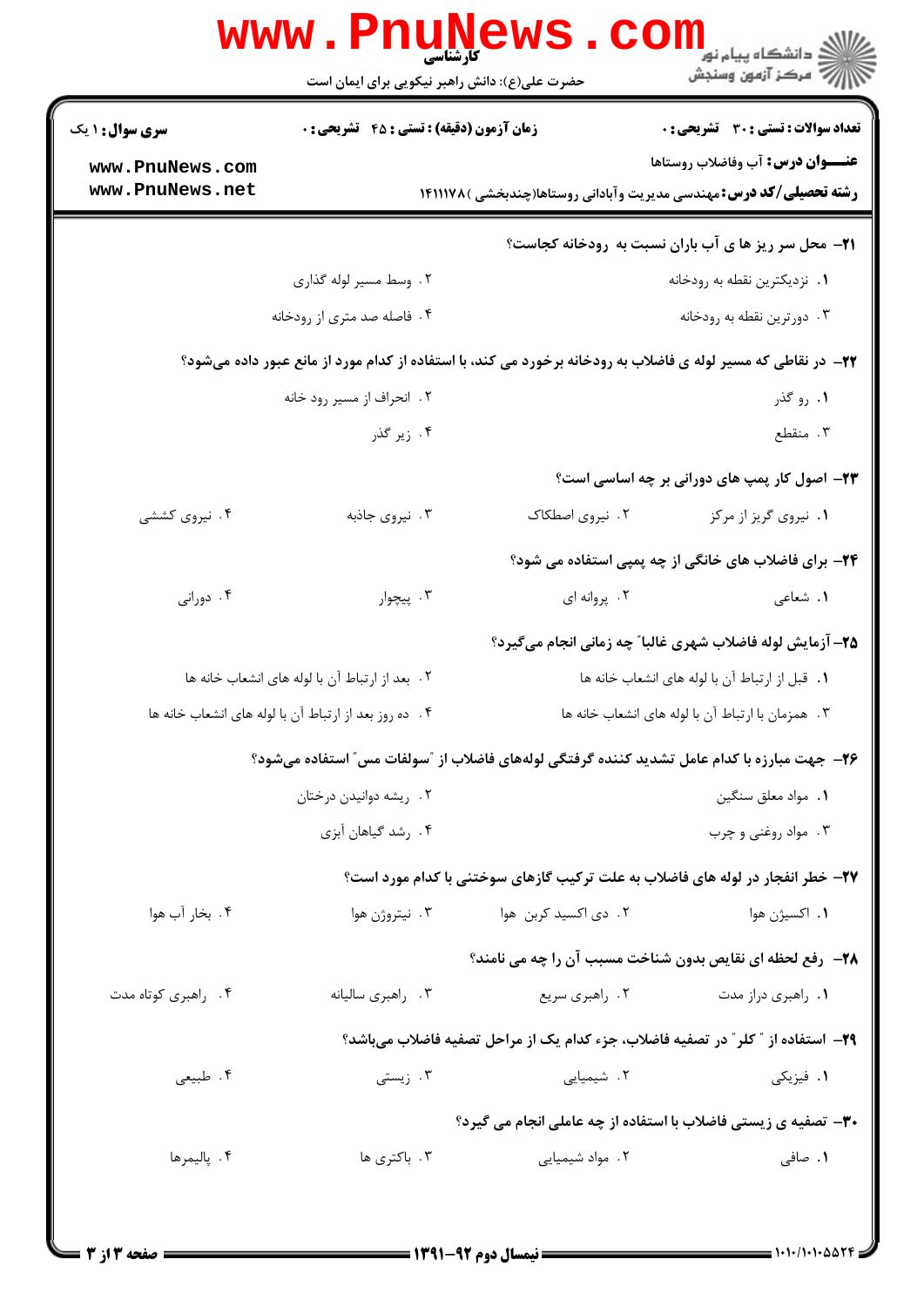۲۱– محل سر ریز ها ی آب باران نسبت به رودخانه کجاست؟

۱. نزدیکترین نقطه به رودخانه
۲. وسط مسیر لوله گذاری
۳. دورترین نقطه به رودخانه
۴. فاصله صد متری از رودخانه

۲۲– در نقاطی که مسیر لوله ی فاضلاب به رودخانه برخورد می کند، با استفاده از کدام مورد از مانع عبور داده می‌شود؟

۱. رو گذر
۲. انحراف از مسیر رود خانه
۳. منقطع
۴. زیر گذر

۲۳– اصول کار پمپ های دورانی بر چه اساسی است؟

۱. نیروی گریز از مرکز
۲. نیروی اصطکاک
۳. نیروی جاذبه
۴. نیروی کششی

۲۴– برای فاضلاب های خانگی از چه پمپی استفاده می شود؟

۱. شعاعی
۲. پروانه ای
۳. پیچوار
۴. دورانی

۲۵– آزمایش لوله فاضلاب شهری غالبا" چه زمانی انجام می‌گیرد؟

۱. قبل از ارتباط آن با لوله های انشعاب خانه ها
۲. بعد از ارتباط آن با لوله های انشعاب خانه ها
۳. همزمان با ارتباط آن با لوله های انشعاب خانه ها
۴. ده روز بعد از ارتباط آن با لوله های انشعاب خانه ها

۲۶– جهت مبارزه با کدام عامل تشدید کننده گرفتگی لوله‌های فاضلاب از "سولفات مس" استفاده می‌شود؟

۱. مواد معلق سنگین
۲. ریشه دوانیدن درختان
۳. مواد روغنی و چرب
۴. رشد گیاهان آبزی

۲۷– خطر انفجار در لوله های فاضلاب به علت ترکیب گازهای سوختنی با کدام مورد است؟

۱. اکسیژن هوا
۲. دی اکسید کربن هوا
۳. نیتروژن هوا
۴. بخار آب هوا

۲۸– رفع لحظه ای نقایص بدون شناخت مسبب آن را چه می نامند؟

۱. راهبری دراز مدت
۲. راهبری سریع
۳. راهبری سالیانه
۴. راهبری کوتاه مدت

۲۹– استفاده از " کلر" در تصفیه فاضلاب، جزء کدام یک از مراحل تصفیه فاضلاب می‌باشد؟

۱. فیزیکی
۲. شیمیایی
۳. زیستی
۴. طبیعی

۳۰– تصفیه ی زیستی فاضلاب با استفاده از چه عاملی انجام می گیرد؟

۱. صافی
۲. مواد شیمیایی
۳. باکتری ها
۴. پالیمرها